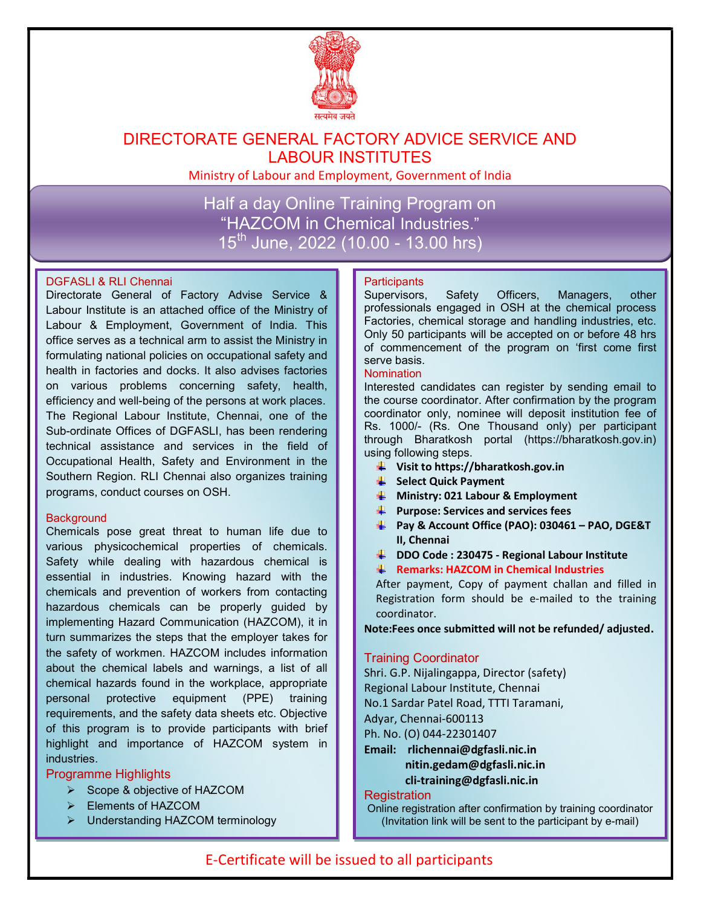सत्यमेव जयते

# DIRECTORATE GENERAL FACTORY ADVICE SERVICE AND LABOUR INSTITUTES

Ministry of Labour and Employment, Government of India

## Half a day Online Training Program on "HAZCOM in Chemical Industries." 15th June, 2022 (10.00 - 13.00 hrs)

### DGFASLI & RLI Chennai

Directorate General of Factory Advise Service & Labour Institute is an attached office of the Ministry of Labour & Employment, Government of India. This office serves as a technical arm to assist the Ministry in formulating national policies on occupational safety and health in factories and docks. It also advises factories on various problems concerning safety, health, efficiency and well-being of the persons at work places. The Regional Labour Institute, Chennai, one of the Sub-ordinate Offices of DGFASLI, has been rendering technical assistance and services in the field of Occupational Health, Safety and Environment in the Southern Region. RLI Chennai also organizes training programs, conduct courses on OSH.

### Background

Chemicals pose great threat to human life due to various physicochemical properties of chemicals. Safety while dealing with hazardous chemical is essential in industries. Knowing hazard with the chemicals and prevention of workers from contacting hazardous chemicals can be properly guided by implementing Hazard Communication (HAZCOM), it in turn summarizes the steps that the employer takes for the safety of workmen. HAZCOM includes information about the chemical labels and warnings, a list of all chemical hazards found in the workplace, appropriate personal protective equipment (PPE) training requirements, and the safety data sheets etc. Objective of this program is to provide participants with brief highlight and importance of HAZCOM system in industries.

### Programme Highlights

- Scope & objective of HAZCOM
- Elements of HAZCOM
- Understanding HAZCOM terminology

### Participants

Supervisors, Safety Officers, Managers, other professionals engaged in OSH at the chemical process Factories, chemical storage and handling industries, etc. Only 50 participants will be accepted on or before 48 hrs of commencement of the program on 'first come first serve basis.

### Nomination

Interested candidates can register by sending email to the course coordinator. After confirmation by the program coordinator only, nominee will deposit institution fee of Rs. 1000/- (Rs. One Thousand only) per participant through Bharatkosh portal (https://bharatkosh.gov.in) using following steps.

- **Visit to https://bharatkosh.gov.in**
- **Select Quick Payment**
- **Ministry: 021 Labour & Employment**
- **Purpose: Services and services fees**
- **Pay & Account Office (PAO): 030461 – PAO, DGE&T II, Chennai**
- **DDO Code : 230475 - Regional Labour Institute**
- **Remarks: HAZCOM in Chemical Industries**

After payment, Copy of payment challan and filled in Registration form should be e-mailed to the training coordinator.

**Note:Fees once submitted will not be refunded/ adjusted.**

### Training Coordinator

Shri. G.P. Nijalingappa, Director (safety)
Regional Labour Institute, Chennai
No.1 Sardar Patel Road, TTTI Taramani,
Adyar, Chennai-600113
Ph. No. (O) 044-22301407

**Email: rlichennai@dgfasli.nic.in**
**nitin.gedam@dgfasli.nic.in**
**cli-training@dgfasli.nic.in**

### Registration

Online registration after confirmation by training coordinator (Invitation link will be sent to the participant by e-mail)

E-Certificate will be issued to all participants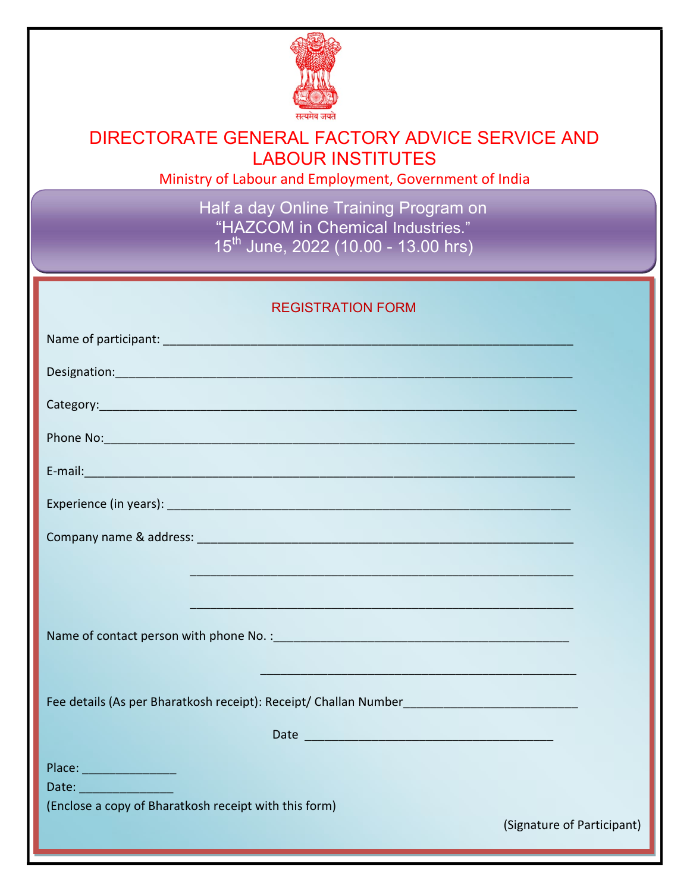सत्यमेव जयते

# DIRECTORATE GENERAL FACTORY ADVICE SERVICE AND LABOUR INSTITUTES

Ministry of Labour and Employment, Government of India

## Half a day Online Training Program on "HAZCOM in Chemical Industries." 15th June, 2022 (10.00 - 13.00 hrs)

### REGISTRATION FORM

Name of participant: ____________________________________________________________

Designation:_________________________________________________________________

Category:___________________________________________________________________

Phone No:__________________________________________________________________

E-mail:_____________________________________________________________________

Experience (in years): __________________________________________________________

Company name & address: ______________________________________________________

______________________________________________________

______________________________________________________

Name of contact person with phone No. :_________________________________________

_________________________________________

Fee details (As per Bharatkosh receipt): Receipt/ Challan Number________________________

Date ____________________________________

Place: ______________

Date: ______________

(Enclose a copy of Bharatkosh receipt with this form)

(Signature of Participant)